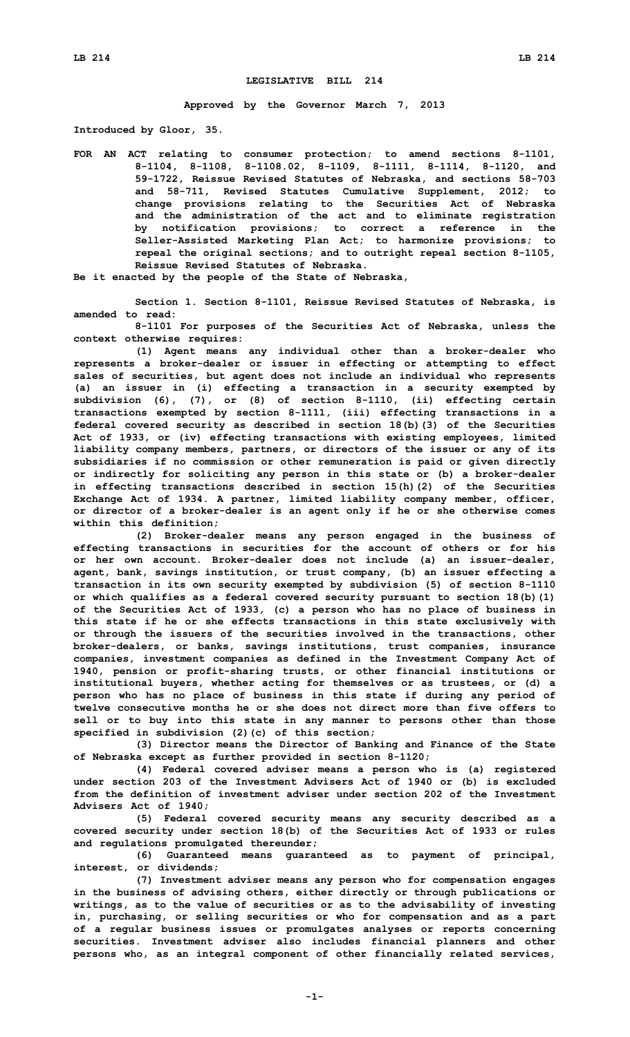# LEGISLATIVE BILL 214

**Approved by the Governor March 7, 2013**

**Introduced by Gloor, 35.**

**FOR AN ACT relating to consumer protection; to amend sections 8-1101, 8-1104, 8-1108, 8-1108.02, 8-1109, 8-1111, 8-1114, 8-1120, and 59-1722, Reissue Revised Statutes of Nebraska, and sections 58-703 and 58-711, Revised Statutes Cumulative Supplement, 2012; to change provisions relating to the Securities Act of Nebraska and the administration of the act and to eliminate registration by notification provisions; to correct a reference in the Seller-Assisted Marketing Plan Act; to harmonize provisions; to repeal the original sections; and to outright repeal section 8-1105, Reissue Revised Statutes of Nebraska.**

**Be it enacted by the people of the State of Nebraska,**

**Section 1. Section 8-1101, Reissue Revised Statutes of Nebraska, is amended to read:**

**8-1101 For purposes of the Securities Act of Nebraska, unless the context otherwise requires:**

**(1) Agent means any individual other than a broker-dealer who represents a broker-dealer or issuer in effecting or attempting to effect sales of securities, but agent does not include an individual who represents (a) an issuer in (i) effecting a transaction in a security exempted by subdivision (6), (7), or (8) of section 8-1110, (ii) effecting certain transactions exempted by section 8-1111, (iii) effecting transactions in a federal covered security as described in section 18(b)(3) of the Securities Act of 1933, or (iv) effecting transactions with existing employees, limited liability company members, partners, or directors of the issuer or any of its subsidiaries if no commission or other remuneration is paid or given directly or indirectly for soliciting any person in this state or (b) a broker-dealer in effecting transactions described in section 15(h)(2) of the Securities Exchange Act of 1934. A partner, limited liability company member, officer, or director of a broker-dealer is an agent only if he or she otherwise comes within this definition;**

**(2) Broker-dealer means any person engaged in the business of effecting transactions in securities for the account of others or for his or her own account. Broker-dealer does not include (a) an issuer-dealer, agent, bank, savings institution, or trust company, (b) an issuer effecting a transaction in its own security exempted by subdivision (5) of section 8-1110 or which qualifies as a federal covered security pursuant to section 18(b)(1) of the Securities Act of 1933, (c) a person who has no place of business in this state if he or she effects transactions in this state exclusively with or through the issuers of the securities involved in the transactions, other broker-dealers, or banks, savings institutions, trust companies, insurance companies, investment companies as defined in the Investment Company Act of 1940, pension or profit-sharing trusts, or other financial institutions or institutional buyers, whether acting for themselves or as trustees, or (d) a person who has no place of business in this state if during any period of twelve consecutive months he or she does not direct more than five offers to sell or to buy into this state in any manner to persons other than those specified in subdivision (2)(c) of this section;**

**(3) Director means the Director of Banking and Finance of the State of Nebraska except as further provided in section 8-1120;**

**(4) Federal covered adviser means a person who is (a) registered under section 203 of the Investment Advisers Act of 1940 or (b) is excluded from the definition of investment adviser under section 202 of the Investment Advisers Act of 1940;**

**(5) Federal covered security means any security described as a covered security under section 18(b) of the Securities Act of 1933 or rules and regulations promulgated thereunder;**

**(6) Guaranteed means guaranteed as to payment of principal, interest, or dividends;**

**(7) Investment adviser means any person who for compensation engages in the business of advising others, either directly or through publications or writings, as to the value of securities or as to the advisability of investing in, purchasing, or selling securities or who for compensation and as a part of a regular business issues or promulgates analyses or reports concerning securities. Investment adviser also includes financial planners and other persons who, as an integral component of other financially related services,**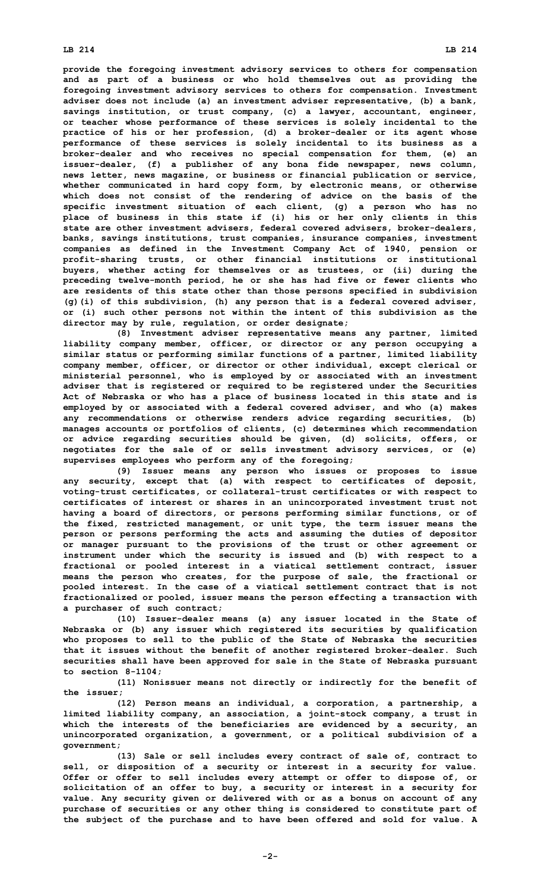**provide the foregoing investment advisory services to others for compensation and as part of a business or who hold themselves out as providing the foregoing investment advisory services to others for compensation. Investment adviser does not include (a) an investment adviser representative, (b) a bank, savings institution, or trust company, (c) a lawyer, accountant, engineer, or teacher whose performance of these services is solely incidental to the practice of his or her profession, (d) a broker-dealer or its agent whose performance of these services is solely incidental to its business as a broker-dealer and who receives no special compensation for them, (e) an issuer-dealer, (f) a publisher of any bona fide newspaper, news column, news letter, news magazine, or business or financial publication or service, whether communicated in hard copy form, by electronic means, or otherwise which does not consist of the rendering of advice on the basis of the specific investment situation of each client, (g) a person who has no place of business in this state if (i) his or her only clients in this state are other investment advisers, federal covered advisers, broker-dealers, banks, savings institutions, trust companies, insurance companies, investment companies as defined in the Investment Company Act of 1940, pension or profit-sharing trusts, or other financial institutions or institutional buyers, whether acting for themselves or as trustees, or (ii) during the preceding twelve-month period, he or she has had five or fewer clients who are residents of this state other than those persons specified in subdivision (g)(i) of this subdivision, (h) any person that is a federal covered adviser, or (i) such other persons not within the intent of this subdivision as the director may by rule, regulation, or order designate;**

**(8) Investment adviser representative means any partner, limited liability company member, officer, or director or any person occupying a similar status or performing similar functions of a partner, limited liability company member, officer, or director or other individual, except clerical or ministerial personnel, who is employed by or associated with an investment adviser that is registered or required to be registered under the Securities Act of Nebraska or who has a place of business located in this state and is employed by or associated with a federal covered adviser, and who (a) makes any recommendations or otherwise renders advice regarding securities, (b) manages accounts or portfolios of clients, (c) determines which recommendation or advice regarding securities should be given, (d) solicits, offers, or negotiates for the sale of or sells investment advisory services, or (e) supervises employees who perform any of the foregoing;**

**(9) Issuer means any person who issues or proposes to issue any security, except that (a) with respect to certificates of deposit, voting-trust certificates, or collateral-trust certificates or with respect to certificates of interest or shares in an unincorporated investment trust not having a board of directors, or persons performing similar functions, or of the fixed, restricted management, or unit type, the term issuer means the person or persons performing the acts and assuming the duties of depositor or manager pursuant to the provisions of the trust or other agreement or instrument under which the security is issued and (b) with respect to a fractional or pooled interest in a viatical settlement contract, issuer means the person who creates, for the purpose of sale, the fractional or pooled interest. In the case of a viatical settlement contract that is not fractionalized or pooled, issuer means the person effecting a transaction with a purchaser of such contract;**

**(10) Issuer-dealer means (a) any issuer located in the State of Nebraska or (b) any issuer which registered its securities by qualification who proposes to sell to the public of the State of Nebraska the securities that it issues without the benefit of another registered broker-dealer. Such securities shall have been approved for sale in the State of Nebraska pursuant to section 8-1104;**

**(11) Nonissuer means not directly or indirectly for the benefit of the issuer;**

**(12) Person means an individual, a corporation, a partnership, a limited liability company, an association, a joint-stock company, a trust in which the interests of the beneficiaries are evidenced by a security, an unincorporated organization, a government, or a political subdivision of a government;**

**(13) Sale or sell includes every contract of sale of, contract to sell, or disposition of a security or interest in a security for value. Offer or offer to sell includes every attempt or offer to dispose of, or solicitation of an offer to buy, a security or interest in a security for value. Any security given or delivered with or as a bonus on account of any purchase of securities or any other thing is considered to constitute part of the subject of the purchase and to have been offered and sold for value. A**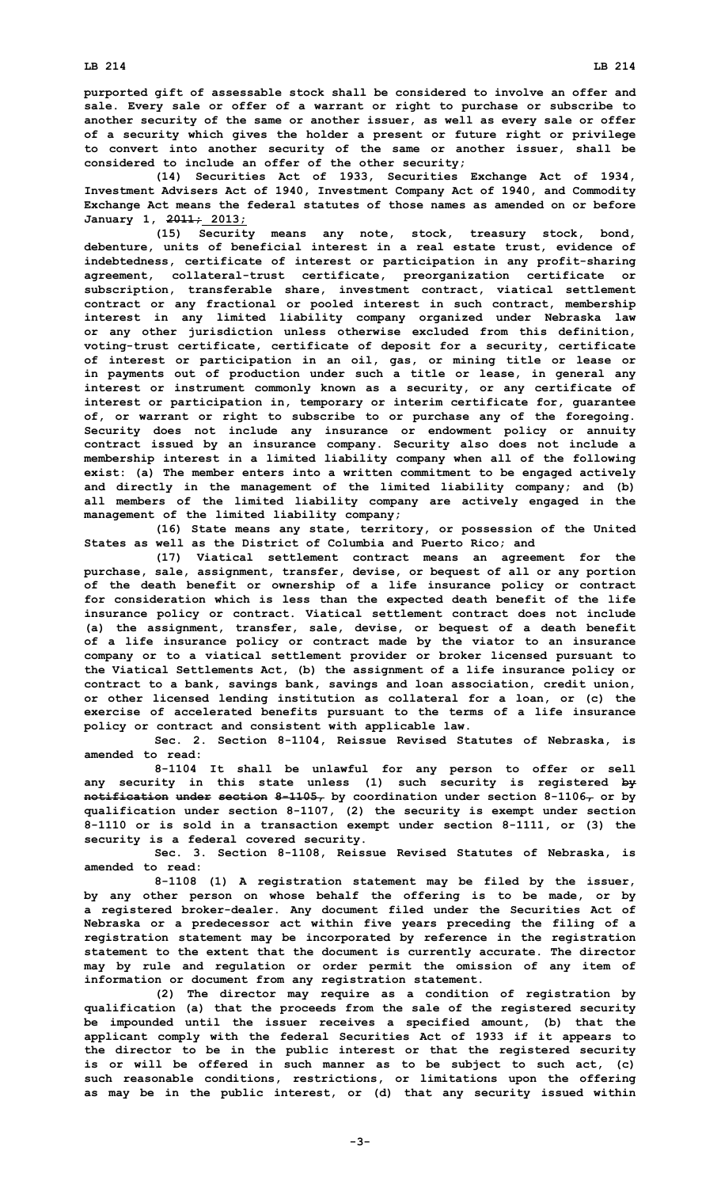purported gift of assessable stock shall be considered to involve an offer and sale. Every sale or offer of a warrant or right to purchase or subscribe to another security of the same or another issuer, as well as every sale or offer of a security which gives the holder a present or future right or privilege to convert into another security of the same or another issuer, shall be considered to include an offer of the other security;

(14) Securities Act of 1933, Securities Exchange Act of 1934, Investment Advisers Act of 1940, Investment Company Act of 1940, and Commodity Exchange Act means the federal statutes of those names as amended on or before January 1, ~~2011;~~ 2013;

(15) Security means any note, stock, treasury stock, bond, debenture, units of beneficial interest in a real estate trust, evidence of indebtedness, certificate of interest or participation in any profit-sharing agreement, collateral-trust certificate, preorganization certificate or subscription, transferable share, investment contract, viatical settlement contract or any fractional or pooled interest in such contract, membership interest in any limited liability company organized under Nebraska law or any other jurisdiction unless otherwise excluded from this definition, voting-trust certificate, certificate of deposit for a security, certificate of interest or participation in an oil, gas, or mining title or lease or in payments out of production under such a title or lease, in general any interest or instrument commonly known as a security, or any certificate of interest or participation in, temporary or interim certificate for, guarantee of, or warrant or right to subscribe to or purchase any of the foregoing. Security does not include any insurance or endowment policy or annuity contract issued by an insurance company. Security also does not include a membership interest in a limited liability company when all of the following exist: (a) The member enters into a written commitment to be engaged actively and directly in the management of the limited liability company; and (b) all members of the limited liability company are actively engaged in the management of the limited liability company;

(16) State means any state, territory, or possession of the United States as well as the District of Columbia and Puerto Rico; and

(17) Viatical settlement contract means an agreement for the purchase, sale, assignment, transfer, devise, or bequest of all or any portion of the death benefit or ownership of a life insurance policy or contract for consideration which is less than the expected death benefit of the life insurance policy or contract. Viatical settlement contract does not include (a) the assignment, transfer, sale, devise, or bequest of a death benefit of a life insurance policy or contract made by the viator to an insurance company or to a viatical settlement provider or broker licensed pursuant to the Viatical Settlements Act, (b) the assignment of a life insurance policy or contract to a bank, savings bank, savings and loan association, credit union, or other licensed lending institution as collateral for a loan, or (c) the exercise of accelerated benefits pursuant to the terms of a life insurance policy or contract and consistent with applicable law.

Sec. 2. Section 8-1104, Reissue Revised Statutes of Nebraska, is amended to read:

8-1104 It shall be unlawful for any person to offer or sell any security in this state unless (1) such security is registered ~~by notification under section 8-1105,~~ by coordination under section 8-1106~~,~~ or by qualification under section 8-1107, (2) the security is exempt under section 8-1110 or is sold in a transaction exempt under section 8-1111, or (3) the security is a federal covered security.

Sec. 3. Section 8-1108, Reissue Revised Statutes of Nebraska, is amended to read:

8-1108 (1) A registration statement may be filed by the issuer, by any other person on whose behalf the offering is to be made, or by a registered broker-dealer. Any document filed under the Securities Act of Nebraska or a predecessor act within five years preceding the filing of a registration statement may be incorporated by reference in the registration statement to the extent that the document is currently accurate. The director may by rule and regulation or order permit the omission of any item of information or document from any registration statement.

(2) The director may require as a condition of registration by qualification (a) that the proceeds from the sale of the registered security be impounded until the issuer receives a specified amount, (b) that the applicant comply with the federal Securities Act of 1933 if it appears to the director to be in the public interest or that the registered security is or will be offered in such manner as to be subject to such act, (c) such reasonable conditions, restrictions, or limitations upon the offering as may be in the public interest, or (d) that any security issued within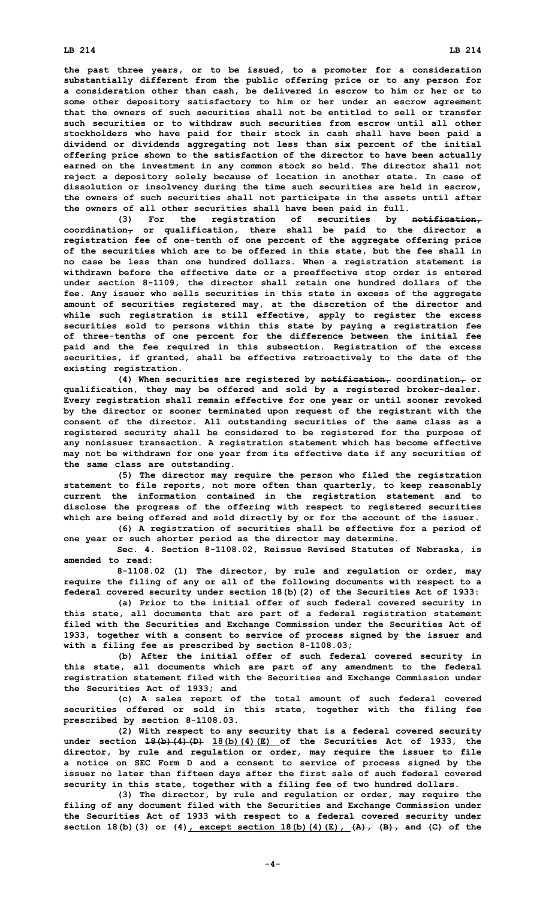the past three years, or to be issued, to a promoter for a consideration substantially different from the public offering price or to any person for a consideration other than cash, be delivered in escrow to him or her or to some other depository satisfactory to him or her under an escrow agreement that the owners of such securities shall not be entitled to sell or transfer such securities or to withdraw such securities from escrow until all other stockholders who have paid for their stock in cash shall have been paid a dividend or dividends aggregating not less than six percent of the initial offering price shown to the satisfaction of the director to have been actually earned on the investment in any common stock so held. The director shall not reject a depository solely because of location in another state. In case of dissolution or insolvency during the time such securities are held in escrow, the owners of such securities shall not participate in the assets until after the owners of all other securities shall have been paid in full.

(3) For the registration of securities by ~~notification,~~ coordination~~,~~ or qualification, there shall be paid to the director a registration fee of one-tenth of one percent of the aggregate offering price of the securities which are to be offered in this state, but the fee shall in no case be less than one hundred dollars. When a registration statement is withdrawn before the effective date or a preeffective stop order is entered under section 8-1109, the director shall retain one hundred dollars of the fee. Any issuer who sells securities in this state in excess of the aggregate amount of securities registered may, at the discretion of the director and while such registration is still effective, apply to register the excess securities sold to persons within this state by paying a registration fee of three-tenths of one percent for the difference between the initial fee paid and the fee required in this subsection. Registration of the excess securities, if granted, shall be effective retroactively to the date of the existing registration.

(4) When securities are registered by ~~notification,~~ coordination~~,~~ or qualification, they may be offered and sold by a registered broker-dealer. Every registration shall remain effective for one year or until sooner revoked by the director or sooner terminated upon request of the registrant with the consent of the director. All outstanding securities of the same class as a registered security shall be considered to be registered for the purpose of any nonissuer transaction. A registration statement which has become effective may not be withdrawn for one year from its effective date if any securities of the same class are outstanding.

(5) The director may require the person who filed the registration statement to file reports, not more often than quarterly, to keep reasonably current the information contained in the registration statement and to disclose the progress of the offering with respect to registered securities which are being offered and sold directly by or for the account of the issuer.

(6) A registration of securities shall be effective for a period of one year or such shorter period as the director may determine.

Sec. 4. Section 8-1108.02, Reissue Revised Statutes of Nebraska, is amended to read:

8-1108.02 (1) The director, by rule and regulation or order, may require the filing of any or all of the following documents with respect to a federal covered security under section 18(b)(2) of the Securities Act of 1933:

(a) Prior to the initial offer of such federal covered security in this state, all documents that are part of a federal registration statement filed with the Securities and Exchange Commission under the Securities Act of 1933, together with a consent to service of process signed by the issuer and with a filing fee as prescribed by section 8-1108.03;

(b) After the initial offer of such federal covered security in this state, all documents which are part of any amendment to the federal registration statement filed with the Securities and Exchange Commission under the Securities Act of 1933; and

(c) A sales report of the total amount of such federal covered securities offered or sold in this state, together with the filing fee prescribed by section 8-1108.03.

(2) With respect to any security that is a federal covered security under section ~~18(b)(4)(D)~~ 18(b)(4)(E) of the Securities Act of 1933, the director, by rule and regulation or order, may require the issuer to file a notice on SEC Form D and a consent to service of process signed by the issuer no later than fifteen days after the first sale of such federal covered security in this state, together with a filing fee of two hundred dollars.

(3) The director, by rule and regulation or order, may require the filing of any document filed with the Securities and Exchange Commission under the Securities Act of 1933 with respect to a federal covered security under section 18(b)(3) or (4), except section 18(b)(4)(E), ~~(A), (B), and (C)~~ of the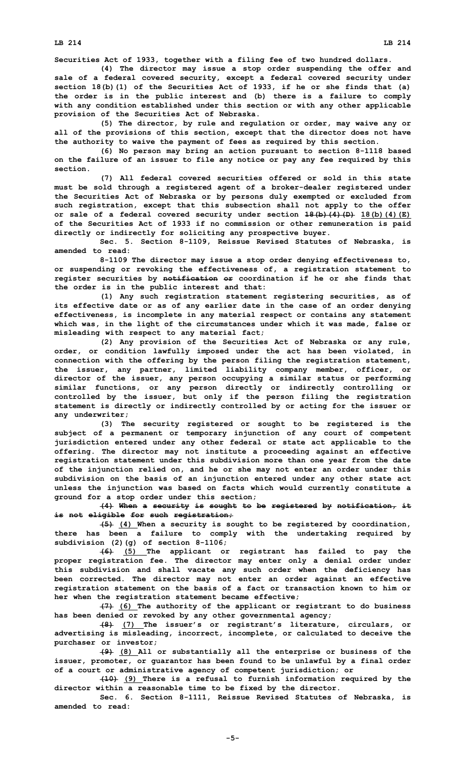Securities Act of 1933, together with a filing fee of two hundred dollars.

(4) The director may issue a stop order suspending the offer and sale of a federal covered security, except a federal covered security under section 18(b)(1) of the Securities Act of 1933, if he or she finds that (a) the order is in the public interest and (b) there is a failure to comply with any condition established under this section or with any other applicable provision of the Securities Act of Nebraska.

(5) The director, by rule and regulation or order, may waive any or all of the provisions of this section, except that the director does not have the authority to waive the payment of fees as required by this section.

(6) No person may bring an action pursuant to section 8-1118 based on the failure of an issuer to file any notice or pay any fee required by this section.

(7) All federal covered securities offered or sold in this state must be sold through a registered agent of a broker-dealer registered under the Securities Act of Nebraska or by persons duly exempted or excluded from such registration, except that this subsection shall not apply to the offer or sale of a federal covered security under section ~~18(b)(4)(D)~~ 18(b)(4)(E) of the Securities Act of 1933 if no commission or other remuneration is paid directly or indirectly for soliciting any prospective buyer.

Sec. 5. Section 8-1109, Reissue Revised Statutes of Nebraska, is amended to read:

8-1109 The director may issue a stop order denying effectiveness to, or suspending or revoking the effectiveness of, a registration statement to register securities by ~~notification or~~ coordination if he or she finds that the order is in the public interest and that:

(1) Any such registration statement registering securities, as of its effective date or as of any earlier date in the case of an order denying effectiveness, is incomplete in any material respect or contains any statement which was, in the light of the circumstances under which it was made, false or misleading with respect to any material fact;

(2) Any provision of the Securities Act of Nebraska or any rule, order, or condition lawfully imposed under the act has been violated, in connection with the offering by the person filing the registration statement, the issuer, any partner, limited liability company member, officer, or director of the issuer, any person occupying a similar status or performing similar functions, or any person directly or indirectly controlling or controlled by the issuer, but only if the person filing the registration statement is directly or indirectly controlled by or acting for the issuer or any underwriter;

(3) The security registered or sought to be registered is the subject of a permanent or temporary injunction of any court of competent jurisdiction entered under any other federal or state act applicable to the offering. The director may not institute a proceeding against an effective registration statement under this subdivision more than one year from the date of the injunction relied on, and he or she may not enter an order under this subdivision on the basis of an injunction entered under any other state act unless the injunction was based on facts which would currently constitute a ground for a stop order under this section;

~~(4) When a security is sought to be registered by notification, it is not eligible for such registration;~~

~~(5)~~ (4) When a security is sought to be registered by coordination, there has been a failure to comply with the undertaking required by subdivision (2)(g) of section 8-1106;

~~(6)~~ (5) The applicant or registrant has failed to pay the proper registration fee. The director may enter only a denial order under this subdivision and shall vacate any such order when the deficiency has been corrected. The director may not enter an order against an effective registration statement on the basis of a fact or transaction known to him or her when the registration statement became effective;

~~(7)~~ (6) The authority of the applicant or registrant to do business has been denied or revoked by any other governmental agency;

~~(8)~~ (7) The issuer's or registrant's literature, circulars, or advertising is misleading, incorrect, incomplete, or calculated to deceive the purchaser or investor;

~~(9)~~ (8) All or substantially all the enterprise or business of the issuer, promoter, or guarantor has been found to be unlawful by a final order of a court or administrative agency of competent jurisdiction; or

~~(10)~~ (9) There is a refusal to furnish information required by the director within a reasonable time to be fixed by the director.

Sec. 6. Section 8-1111, Reissue Revised Statutes of Nebraska, is amended to read: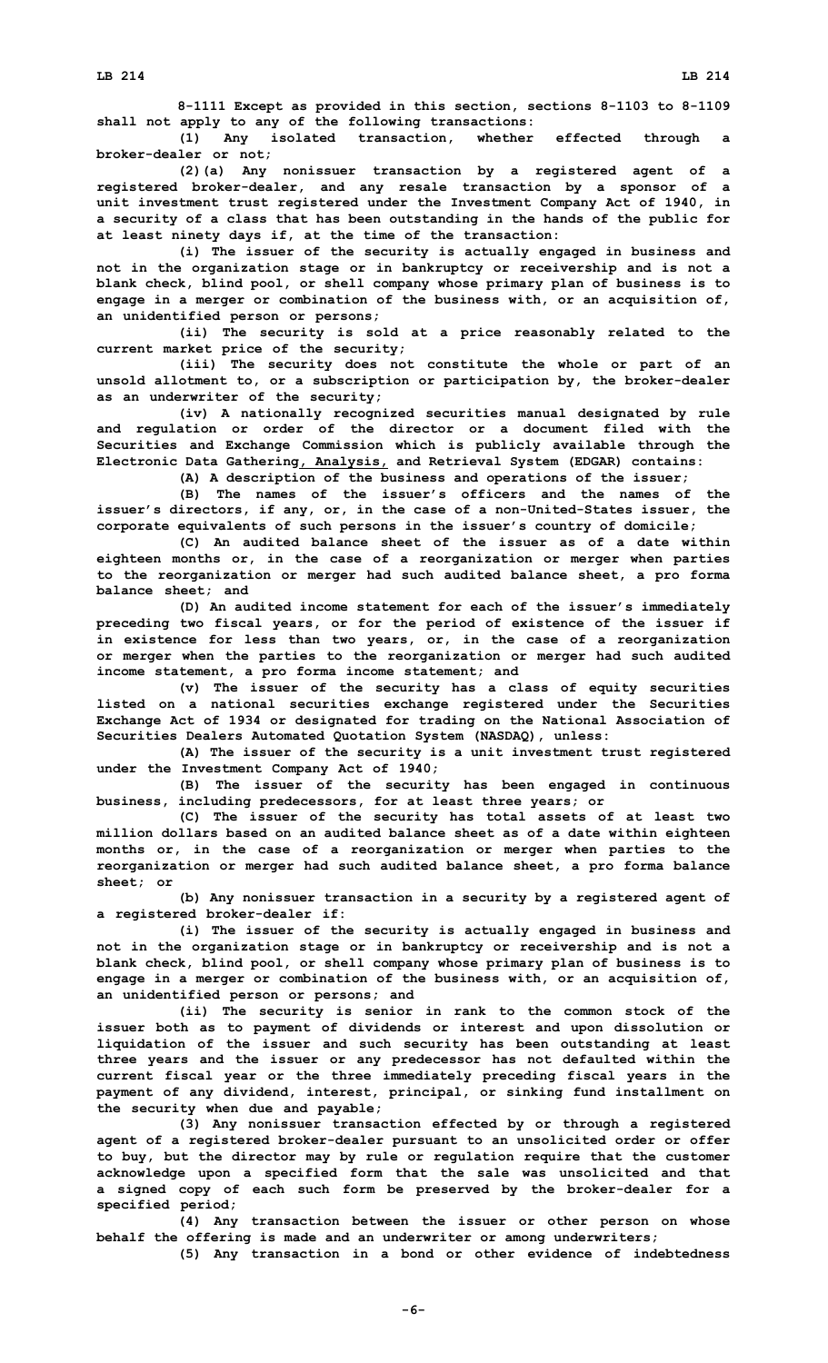**8-1111 Except as provided in this section, sections 8-1103 to 8-1109 shall not apply to any of the following transactions:**

**(1) Any isolated transaction, whether effected through a broker-dealer or not;**

**(2)(a) Any nonissuer transaction by a registered agent of a registered broker-dealer, and any resale transaction by a sponsor of a unit investment trust registered under the Investment Company Act of 1940, in a security of a class that has been outstanding in the hands of the public for at least ninety days if, at the time of the transaction:**

**(i) The issuer of the security is actually engaged in business and not in the organization stage or in bankruptcy or receivership and is not a blank check, blind pool, or shell company whose primary plan of business is to engage in a merger or combination of the business with, or an acquisition of, an unidentified person or persons;**

**(ii) The security is sold at a price reasonably related to the current market price of the security;**

**(iii) The security does not constitute the whole or part of an unsold allotment to, or a subscription or participation by, the broker-dealer as an underwriter of the security;**

**(iv) A nationally recognized securities manual designated by rule and regulation or order of the director or a document filed with the Securities and Exchange Commission which is publicly available through the Electronic Data Gathering, Analysis, and Retrieval System (EDGAR) contains:**

**(A) A description of the business and operations of the issuer;**

**(B) The names of the issuer's officers and the names of the issuer's directors, if any, or, in the case of a non-United-States issuer, the corporate equivalents of such persons in the issuer's country of domicile;**

**(C) An audited balance sheet of the issuer as of a date within eighteen months or, in the case of a reorganization or merger when parties to the reorganization or merger had such audited balance sheet, a pro forma balance sheet; and**

**(D) An audited income statement for each of the issuer's immediately preceding two fiscal years, or for the period of existence of the issuer if in existence for less than two years, or, in the case of a reorganization or merger when the parties to the reorganization or merger had such audited income statement, a pro forma income statement; and**

**(v) The issuer of the security has a class of equity securities listed on a national securities exchange registered under the Securities Exchange Act of 1934 or designated for trading on the National Association of Securities Dealers Automated Quotation System (NASDAQ), unless:**

**(A) The issuer of the security is a unit investment trust registered under the Investment Company Act of 1940;**

**(B) The issuer of the security has been engaged in continuous business, including predecessors, for at least three years; or**

**(C) The issuer of the security has total assets of at least two million dollars based on an audited balance sheet as of a date within eighteen months or, in the case of a reorganization or merger when parties to the reorganization or merger had such audited balance sheet, a pro forma balance sheet; or**

**(b) Any nonissuer transaction in a security by a registered agent of a registered broker-dealer if:**

**(i) The issuer of the security is actually engaged in business and not in the organization stage or in bankruptcy or receivership and is not a blank check, blind pool, or shell company whose primary plan of business is to engage in a merger or combination of the business with, or an acquisition of, an unidentified person or persons; and**

**(ii) The security is senior in rank to the common stock of the issuer both as to payment of dividends or interest and upon dissolution or liquidation of the issuer and such security has been outstanding at least three years and the issuer or any predecessor has not defaulted within the current fiscal year or the three immediately preceding fiscal years in the payment of any dividend, interest, principal, or sinking fund installment on the security when due and payable;**

**(3) Any nonissuer transaction effected by or through a registered agent of a registered broker-dealer pursuant to an unsolicited order or offer to buy, but the director may by rule or regulation require that the customer acknowledge upon a specified form that the sale was unsolicited and that a signed copy of each such form be preserved by the broker-dealer for a specified period;**

**(4) Any transaction between the issuer or other person on whose behalf the offering is made and an underwriter or among underwriters;**

**(5) Any transaction in a bond or other evidence of indebtedness**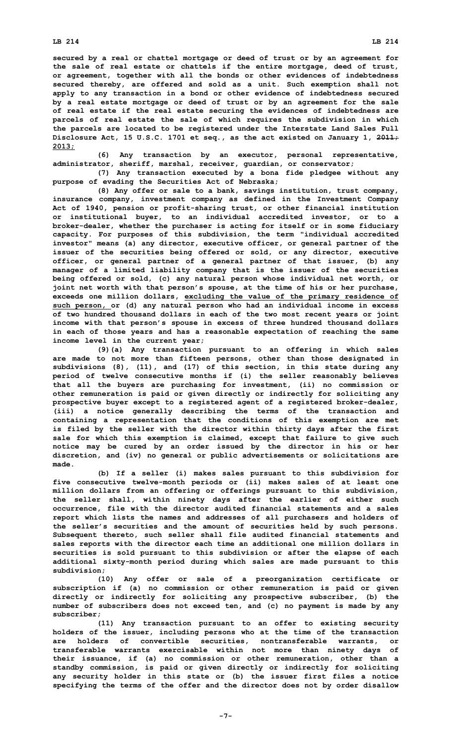**secured by a real or chattel mortgage or deed of trust or by an agreement for the sale of real estate or chattels if the entire mortgage, deed of trust, or agreement, together with all the bonds or other evidences of indebtedness secured thereby, are offered and sold as a unit. Such exemption shall not apply to any transaction in a bond or other evidence of indebtedness secured by a real estate mortgage or deed of trust or by an agreement for the sale of real estate if the real estate securing the evidences of indebtedness are parcels of real estate the sale of which requires the subdivision in which the parcels are located to be registered under the Interstate Land Sales Full Disclosure Act, 15 U.S.C. 1701 et seq., as the act existed on January 1, ~~2011;~~ 2013;**

**(6) Any transaction by an executor, personal representative, administrator, sheriff, marshal, receiver, guardian, or conservator;**

**(7) Any transaction executed by a bona fide pledgee without any purpose of evading the Securities Act of Nebraska;**

**(8) Any offer or sale to a bank, savings institution, trust company, insurance company, investment company as defined in the Investment Company Act of 1940, pension or profit-sharing trust, or other financial institution or institutional buyer, to an individual accredited investor, or to a broker-dealer, whether the purchaser is acting for itself or in some fiduciary capacity. For purposes of this subdivision, the term "individual accredited investor" means (a) any director, executive officer, or general partner of the issuer of the securities being offered or sold, or any director, executive officer, or general partner of a general partner of that issuer, (b) any manager of a limited liability company that is the issuer of the securities being offered or sold, (c) any natural person whose individual net worth, or joint net worth with that person's spouse, at the time of his or her purchase, exceeds one million dollars, <u>excluding the value of the primary residence of such person,</u> or (d) any natural person who had an individual income in excess of two hundred thousand dollars in each of the two most recent years or joint income with that person's spouse in excess of three hundred thousand dollars in each of those years and has a reasonable expectation of reaching the same income level in the current year;**

**(9)(a) Any transaction pursuant to an offering in which sales are made to not more than fifteen persons, other than those designated in subdivisions (8), (11), and (17) of this section, in this state during any period of twelve consecutive months if (i) the seller reasonably believes that all the buyers are purchasing for investment, (ii) no commission or other remuneration is paid or given directly or indirectly for soliciting any prospective buyer except to a registered agent of a registered broker-dealer, (iii) a notice generally describing the terms of the transaction and containing a representation that the conditions of this exemption are met is filed by the seller with the director within thirty days after the first sale for which this exemption is claimed, except that failure to give such notice may be cured by an order issued by the director in his or her discretion, and (iv) no general or public advertisements or solicitations are made.**

**(b) If a seller (i) makes sales pursuant to this subdivision for five consecutive twelve-month periods or (ii) makes sales of at least one million dollars from an offering or offerings pursuant to this subdivision, the seller shall, within ninety days after the earlier of either such occurrence, file with the director audited financial statements and a sales report which lists the names and addresses of all purchasers and holders of the seller's securities and the amount of securities held by such persons. Subsequent thereto, such seller shall file audited financial statements and sales reports with the director each time an additional one million dollars in securities is sold pursuant to this subdivision or after the elapse of each additional sixty-month period during which sales are made pursuant to this subdivision;**

**(10) Any offer or sale of a preorganization certificate or subscription if (a) no commission or other remuneration is paid or given directly or indirectly for soliciting any prospective subscriber, (b) the number of subscribers does not exceed ten, and (c) no payment is made by any subscriber;**

**(11) Any transaction pursuant to an offer to existing security holders of the issuer, including persons who at the time of the transaction are holders of convertible securities, nontransferable warrants, or transferable warrants exercisable within not more than ninety days of their issuance, if (a) no commission or other remuneration, other than a standby commission, is paid or given directly or indirectly for soliciting any security holder in this state or (b) the issuer first files a notice specifying the terms of the offer and the director does not by order disallow**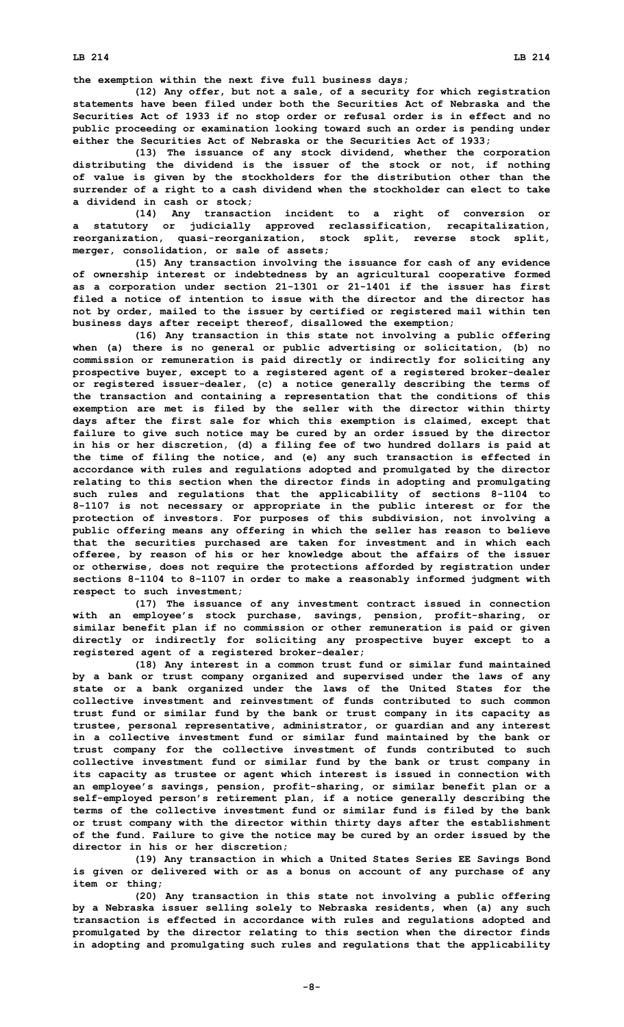the exemption within the next five full business days;

(12) Any offer, but not a sale, of a security for which registration statements have been filed under both the Securities Act of Nebraska and the Securities Act of 1933 if no stop order or refusal order is in effect and no public proceeding or examination looking toward such an order is pending under either the Securities Act of Nebraska or the Securities Act of 1933;

(13) The issuance of any stock dividend, whether the corporation distributing the dividend is the issuer of the stock or not, if nothing of value is given by the stockholders for the distribution other than the surrender of a right to a cash dividend when the stockholder can elect to take a dividend in cash or stock;

(14) Any transaction incident to a right of conversion or a statutory or judicially approved reclassification, recapitalization, reorganization, quasi-reorganization, stock split, reverse stock split, merger, consolidation, or sale of assets;

(15) Any transaction involving the issuance for cash of any evidence of ownership interest or indebtedness by an agricultural cooperative formed as a corporation under section 21-1301 or 21-1401 if the issuer has first filed a notice of intention to issue with the director and the director has not by order, mailed to the issuer by certified or registered mail within ten business days after receipt thereof, disallowed the exemption;

(16) Any transaction in this state not involving a public offering when (a) there is no general or public advertising or solicitation, (b) no commission or remuneration is paid directly or indirectly for soliciting any prospective buyer, except to a registered agent of a registered broker-dealer or registered issuer-dealer, (c) a notice generally describing the terms of the transaction and containing a representation that the conditions of this exemption are met is filed by the seller with the director within thirty days after the first sale for which this exemption is claimed, except that failure to give such notice may be cured by an order issued by the director in his or her discretion, (d) a filing fee of two hundred dollars is paid at the time of filing the notice, and (e) any such transaction is effected in accordance with rules and regulations adopted and promulgated by the director relating to this section when the director finds in adopting and promulgating such rules and regulations that the applicability of sections 8-1104 to 8-1107 is not necessary or appropriate in the public interest or for the protection of investors. For purposes of this subdivision, not involving a public offering means any offering in which the seller has reason to believe that the securities purchased are taken for investment and in which each offeree, by reason of his or her knowledge about the affairs of the issuer or otherwise, does not require the protections afforded by registration under sections 8-1104 to 8-1107 in order to make a reasonably informed judgment with respect to such investment;

(17) The issuance of any investment contract issued in connection with an employee's stock purchase, savings, pension, profit-sharing, or similar benefit plan if no commission or other remuneration is paid or given directly or indirectly for soliciting any prospective buyer except to a registered agent of a registered broker-dealer;

(18) Any interest in a common trust fund or similar fund maintained by a bank or trust company organized and supervised under the laws of any state or a bank organized under the laws of the United States for the collective investment and reinvestment of funds contributed to such common trust fund or similar fund by the bank or trust company in its capacity as trustee, personal representative, administrator, or guardian and any interest in a collective investment fund or similar fund maintained by the bank or trust company for the collective investment of funds contributed to such collective investment fund or similar fund by the bank or trust company in its capacity as trustee or agent which interest is issued in connection with an employee's savings, pension, profit-sharing, or similar benefit plan or a self-employed person's retirement plan, if a notice generally describing the terms of the collective investment fund or similar fund is filed by the bank or trust company with the director within thirty days after the establishment of the fund. Failure to give the notice may be cured by an order issued by the director in his or her discretion;

(19) Any transaction in which a United States Series EE Savings Bond is given or delivered with or as a bonus on account of any purchase of any item or thing;

(20) Any transaction in this state not involving a public offering by a Nebraska issuer selling solely to Nebraska residents, when (a) any such transaction is effected in accordance with rules and regulations adopted and promulgated by the director relating to this section when the director finds in adopting and promulgating such rules and regulations that the applicability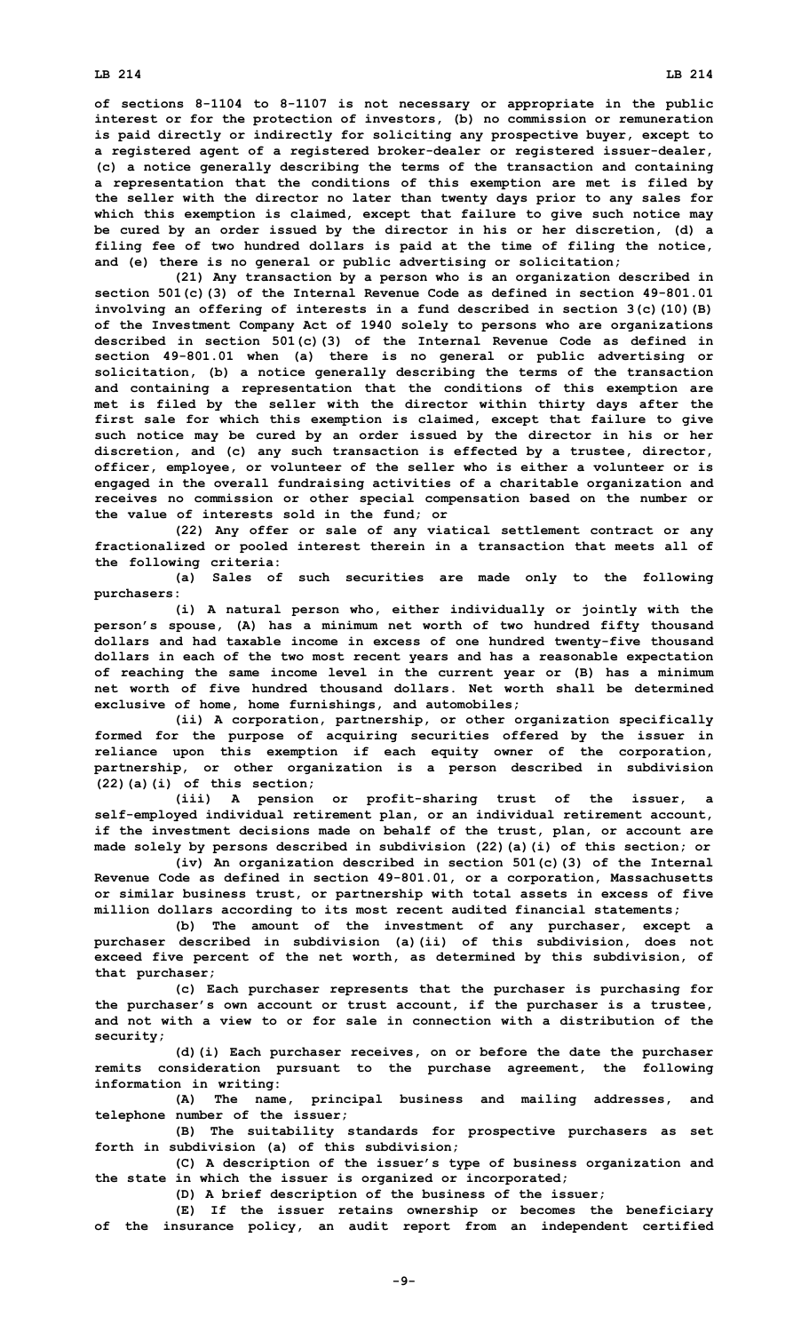of sections 8-1104 to 8-1107 is not necessary or appropriate in the public interest or for the protection of investors, (b) no commission or remuneration is paid directly or indirectly for soliciting any prospective buyer, except to a registered agent of a registered broker-dealer or registered issuer-dealer, (c) a notice generally describing the terms of the transaction and containing a representation that the conditions of this exemption are met is filed by the seller with the director no later than twenty days prior to any sales for which this exemption is claimed, except that failure to give such notice may be cured by an order issued by the director in his or her discretion, (d) a filing fee of two hundred dollars is paid at the time of filing the notice, and (e) there is no general or public advertising or solicitation;

(21) Any transaction by a person who is an organization described in section 501(c)(3) of the Internal Revenue Code as defined in section 49-801.01 involving an offering of interests in a fund described in section 3(c)(10)(B) of the Investment Company Act of 1940 solely to persons who are organizations described in section 501(c)(3) of the Internal Revenue Code as defined in section 49-801.01 when (a) there is no general or public advertising or solicitation, (b) a notice generally describing the terms of the transaction and containing a representation that the conditions of this exemption are met is filed by the seller with the director within thirty days after the first sale for which this exemption is claimed, except that failure to give such notice may be cured by an order issued by the director in his or her discretion, and (c) any such transaction is effected by a trustee, director, officer, employee, or volunteer of the seller who is either a volunteer or is engaged in the overall fundraising activities of a charitable organization and receives no commission or other special compensation based on the number or the value of interests sold in the fund; or

(22) Any offer or sale of any viatical settlement contract or any fractionalized or pooled interest therein in a transaction that meets all of the following criteria:

(a) Sales of such securities are made only to the following purchasers:

(i) A natural person who, either individually or jointly with the person's spouse, (A) has a minimum net worth of two hundred fifty thousand dollars and had taxable income in excess of one hundred twenty-five thousand dollars in each of the two most recent years and has a reasonable expectation of reaching the same income level in the current year or (B) has a minimum net worth of five hundred thousand dollars. Net worth shall be determined exclusive of home, home furnishings, and automobiles;

(ii) A corporation, partnership, or other organization specifically formed for the purpose of acquiring securities offered by the issuer in reliance upon this exemption if each equity owner of the corporation, partnership, or other organization is a person described in subdivision (22)(a)(i) of this section;

(iii) A pension or profit-sharing trust of the issuer, a self-employed individual retirement plan, or an individual retirement account, if the investment decisions made on behalf of the trust, plan, or account are made solely by persons described in subdivision (22)(a)(i) of this section; or

(iv) An organization described in section 501(c)(3) of the Internal Revenue Code as defined in section 49-801.01, or a corporation, Massachusetts or similar business trust, or partnership with total assets in excess of five million dollars according to its most recent audited financial statements;

(b) The amount of the investment of any purchaser, except a purchaser described in subdivision (a)(ii) of this subdivision, does not exceed five percent of the net worth, as determined by this subdivision, of that purchaser;

(c) Each purchaser represents that the purchaser is purchasing for the purchaser's own account or trust account, if the purchaser is a trustee, and not with a view to or for sale in connection with a distribution of the security;

(d)(i) Each purchaser receives, on or before the date the purchaser remits consideration pursuant to the purchase agreement, the following information in writing:

(A) The name, principal business and mailing addresses, and telephone number of the issuer;

(B) The suitability standards for prospective purchasers as set forth in subdivision (a) of this subdivision;

(C) A description of the issuer's type of business organization and the state in which the issuer is organized or incorporated;

(D) A brief description of the business of the issuer;

(E) If the issuer retains ownership or becomes the beneficiary of the insurance policy, an audit report from an independent certified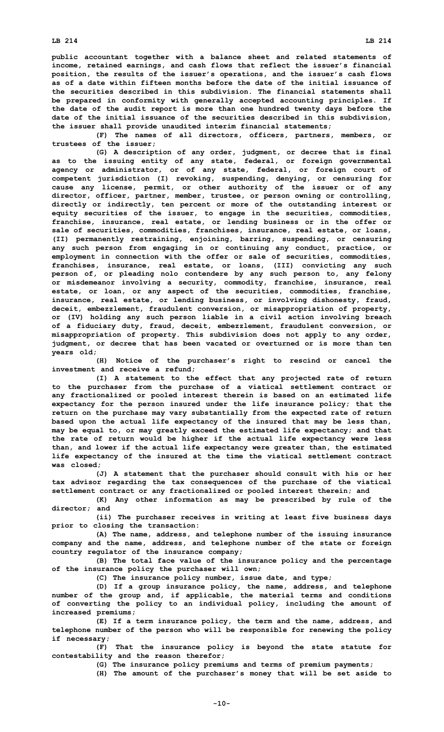public accountant together with a balance sheet and related statements of income, retained earnings, and cash flows that reflect the issuer's financial position, the results of the issuer's operations, and the issuer's cash flows as of a date within fifteen months before the date of the initial issuance of the securities described in this subdivision. The financial statements shall be prepared in conformity with generally accepted accounting principles. If the date of the audit report is more than one hundred twenty days before the date of the initial issuance of the securities described in this subdivision, the issuer shall provide unaudited interim financial statements;

(F) The names of all directors, officers, partners, members, or trustees of the issuer;

(G) A description of any order, judgment, or decree that is final as to the issuing entity of any state, federal, or foreign governmental agency or administrator, or of any state, federal, or foreign court of competent jurisdiction (I) revoking, suspending, denying, or censuring for cause any license, permit, or other authority of the issuer or of any director, officer, partner, member, trustee, or person owning or controlling, directly or indirectly, ten percent or more of the outstanding interest or equity securities of the issuer, to engage in the securities, commodities, franchise, insurance, real estate, or lending business or in the offer or sale of securities, commodities, franchises, insurance, real estate, or loans, (II) permanently restraining, enjoining, barring, suspending, or censuring any such person from engaging in or continuing any conduct, practice, or employment in connection with the offer or sale of securities, commodities, franchises, insurance, real estate, or loans, (III) convicting any such person of, or pleading nolo contendere by any such person to, any felony or misdemeanor involving a security, commodity, franchise, insurance, real estate, or loan, or any aspect of the securities, commodities, franchise, insurance, real estate, or lending business, or involving dishonesty, fraud, deceit, embezzlement, fraudulent conversion, or misappropriation of property, or (IV) holding any such person liable in a civil action involving breach of a fiduciary duty, fraud, deceit, embezzlement, fraudulent conversion, or misappropriation of property. This subdivision does not apply to any order, judgment, or decree that has been vacated or overturned or is more than ten years old;

(H) Notice of the purchaser's right to rescind or cancel the investment and receive a refund;

(I) A statement to the effect that any projected rate of return to the purchaser from the purchase of a viatical settlement contract or any fractionalized or pooled interest therein is based on an estimated life expectancy for the person insured under the life insurance policy; that the return on the purchase may vary substantially from the expected rate of return based upon the actual life expectancy of the insured that may be less than, may be equal to, or may greatly exceed the estimated life expectancy; and that the rate of return would be higher if the actual life expectancy were less than, and lower if the actual life expectancy were greater than, the estimated life expectancy of the insured at the time the viatical settlement contract was closed;

(J) A statement that the purchaser should consult with his or her tax advisor regarding the tax consequences of the purchase of the viatical settlement contract or any fractionalized or pooled interest therein; and

(K) Any other information as may be prescribed by rule of the director; and

(ii) The purchaser receives in writing at least five business days prior to closing the transaction:

(A) The name, address, and telephone number of the issuing insurance company and the name, address, and telephone number of the state or foreign country regulator of the insurance company;

(B) The total face value of the insurance policy and the percentage of the insurance policy the purchaser will own;

(C) The insurance policy number, issue date, and type;

(D) If a group insurance policy, the name, address, and telephone number of the group and, if applicable, the material terms and conditions of converting the policy to an individual policy, including the amount of increased premiums;

(E) If a term insurance policy, the term and the name, address, and telephone number of the person who will be responsible for renewing the policy if necessary;

(F) That the insurance policy is beyond the state statute for contestability and the reason therefor;

(G) The insurance policy premiums and terms of premium payments;

(H) The amount of the purchaser's money that will be set aside to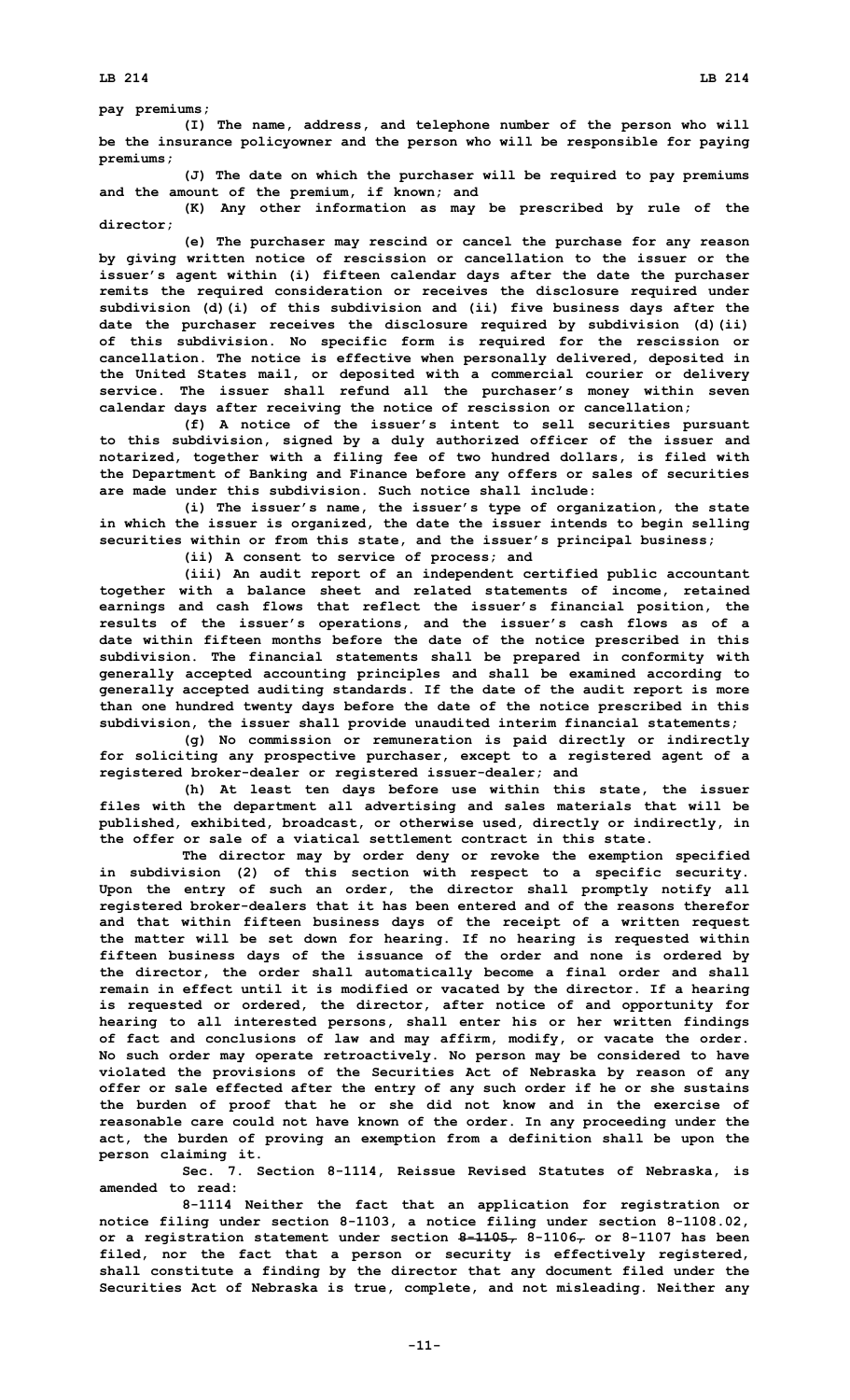pay premiums;

(I) The name, address, and telephone number of the person who will be the insurance policyowner and the person who will be responsible for paying premiums;

(J) The date on which the purchaser will be required to pay premiums and the amount of the premium, if known; and

(K) Any other information as may be prescribed by rule of the director;

(e) The purchaser may rescind or cancel the purchase for any reason by giving written notice of rescission or cancellation to the issuer or the issuer's agent within (i) fifteen calendar days after the date the purchaser remits the required consideration or receives the disclosure required under subdivision (d)(i) of this subdivision and (ii) five business days after the date the purchaser receives the disclosure required by subdivision (d)(ii) of this subdivision. No specific form is required for the rescission or cancellation. The notice is effective when personally delivered, deposited in the United States mail, or deposited with a commercial courier or delivery service. The issuer shall refund all the purchaser's money within seven calendar days after receiving the notice of rescission or cancellation;

(f) A notice of the issuer's intent to sell securities pursuant to this subdivision, signed by a duly authorized officer of the issuer and notarized, together with a filing fee of two hundred dollars, is filed with the Department of Banking and Finance before any offers or sales of securities are made under this subdivision. Such notice shall include:

(i) The issuer's name, the issuer's type of organization, the state in which the issuer is organized, the date the issuer intends to begin selling securities within or from this state, and the issuer's principal business;

(ii) A consent to service of process; and

(iii) An audit report of an independent certified public accountant together with a balance sheet and related statements of income, retained earnings and cash flows that reflect the issuer's financial position, the results of the issuer's operations, and the issuer's cash flows as of a date within fifteen months before the date of the notice prescribed in this subdivision. The financial statements shall be prepared in conformity with generally accepted accounting principles and shall be examined according to generally accepted auditing standards. If the date of the audit report is more than one hundred twenty days before the date of the notice prescribed in this subdivision, the issuer shall provide unaudited interim financial statements;

(g) No commission or remuneration is paid directly or indirectly for soliciting any prospective purchaser, except to a registered agent of a registered broker-dealer or registered issuer-dealer; and

(h) At least ten days before use within this state, the issuer files with the department all advertising and sales materials that will be published, exhibited, broadcast, or otherwise used, directly or indirectly, in the offer or sale of a viatical settlement contract in this state.

The director may by order deny or revoke the exemption specified in subdivision (2) of this section with respect to a specific security. Upon the entry of such an order, the director shall promptly notify all registered broker-dealers that it has been entered and of the reasons therefor and that within fifteen business days of the receipt of a written request the matter will be set down for hearing. If no hearing is requested within fifteen business days of the issuance of the order and none is ordered by the director, the order shall automatically become a final order and shall remain in effect until it is modified or vacated by the director. If a hearing is requested or ordered, the director, after notice of and opportunity for hearing to all interested persons, shall enter his or her written findings of fact and conclusions of law and may affirm, modify, or vacate the order. No such order may operate retroactively. No person may be considered to have violated the provisions of the Securities Act of Nebraska by reason of any offer or sale effected after the entry of any such order if he or she sustains the burden of proof that he or she did not know and in the exercise of reasonable care could not have known of the order. In any proceeding under the act, the burden of proving an exemption from a definition shall be upon the person claiming it.

Sec. 7. Section 8-1114, Reissue Revised Statutes of Nebraska, is amended to read:

8-1114 Neither the fact that an application for registration or notice filing under section 8-1103, a notice filing under section 8-1108.02, or a registration statement under section ~~8-1105,~~ 8-1106~~,~~ or 8-1107 has been filed, nor the fact that a person or security is effectively registered, shall constitute a finding by the director that any document filed under the Securities Act of Nebraska is true, complete, and not misleading. Neither any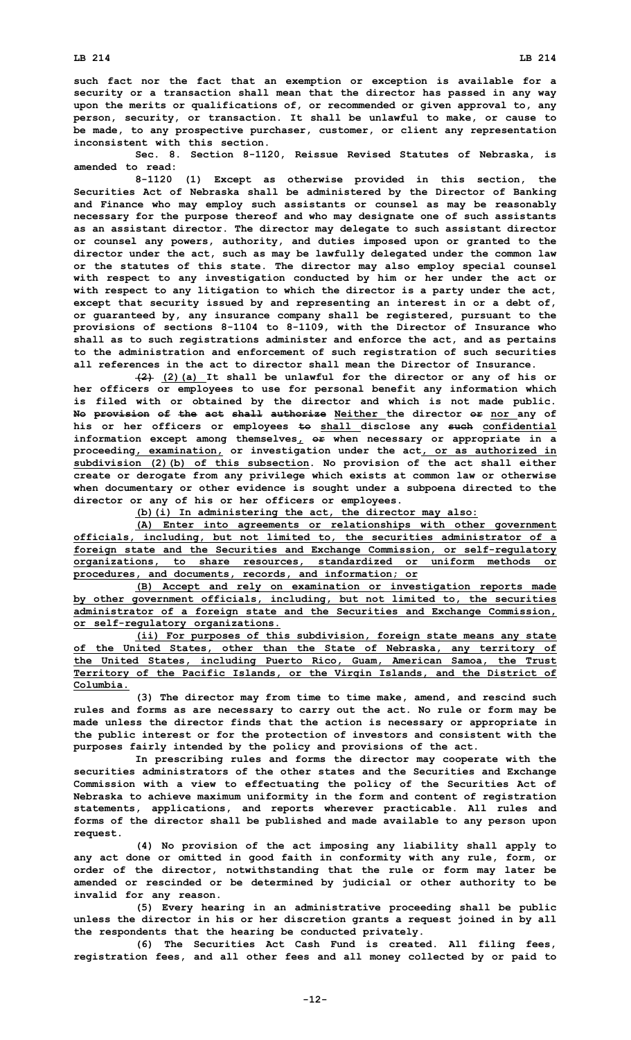such fact nor the fact that an exemption or exception is available for a security or a transaction shall mean that the director has passed in any way upon the merits or qualifications of, or recommended or given approval to, any person, security, or transaction. It shall be unlawful to make, or cause to be made, to any prospective purchaser, customer, or client any representation inconsistent with this section.

Sec. 8. Section 8-1120, Reissue Revised Statutes of Nebraska, is amended to read:

8-1120 (1) Except as otherwise provided in this section, the Securities Act of Nebraska shall be administered by the Director of Banking and Finance who may employ such assistants or counsel as may be reasonably necessary for the purpose thereof and who may designate one of such assistants as an assistant director. The director may delegate to such assistant director or counsel any powers, authority, and duties imposed upon or granted to the director under the act, such as may be lawfully delegated under the common law or the statutes of this state. The director may also employ special counsel with respect to any investigation conducted by him or her under the act or with respect to any litigation to which the director is a party under the act, except that security issued by and representing an interest in or a debt of, or guaranteed by, any insurance company shall be registered, pursuant to the provisions of sections 8-1104 to 8-1109, with the Director of Insurance who shall as to such registrations administer and enforce the act, and as pertains to the administration and enforcement of such registration of such securities all references in the act to director shall mean the Director of Insurance.

~~(2)~~ (2)(a) It shall be unlawful for the director or any of his or her officers or employees to use for personal benefit any information which is filed with or obtained by the director and which is not made public. ~~No provision of the act shall authorize~~ Neither the director ~~or~~ nor any of his or her officers or employees ~~to~~ shall disclose any ~~such~~ confidential information except among themselves, ~~or~~ when necessary or appropriate in a proceeding, examination, or investigation under the act, or as authorized in subdivision (2)(b) of this subsection. No provision of the act shall either create or derogate from any privilege which exists at common law or otherwise when documentary or other evidence is sought under a subpoena directed to the director or any of his or her officers or employees.

(b)(i) In administering the act, the director may also:

(A) Enter into agreements or relationships with other government officials, including, but not limited to, the securities administrator of a foreign state and the Securities and Exchange Commission, or self-regulatory organizations, to share resources, standardized or uniform methods or procedures, and documents, records, and information; or

(B) Accept and rely on examination or investigation reports made by other government officials, including, but not limited to, the securities administrator of a foreign state and the Securities and Exchange Commission, or self-regulatory organizations.

(ii) For purposes of this subdivision, foreign state means any state of the United States, other than the State of Nebraska, any territory of the United States, including Puerto Rico, Guam, American Samoa, the Trust Territory of the Pacific Islands, or the Virgin Islands, and the District of Columbia.

(3) The director may from time to time make, amend, and rescind such rules and forms as are necessary to carry out the act. No rule or form may be made unless the director finds that the action is necessary or appropriate in the public interest or for the protection of investors and consistent with the purposes fairly intended by the policy and provisions of the act.

In prescribing rules and forms the director may cooperate with the securities administrators of the other states and the Securities and Exchange Commission with a view to effectuating the policy of the Securities Act of Nebraska to achieve maximum uniformity in the form and content of registration statements, applications, and reports wherever practicable. All rules and forms of the director shall be published and made available to any person upon request.

(4) No provision of the act imposing any liability shall apply to any act done or omitted in good faith in conformity with any rule, form, or order of the director, notwithstanding that the rule or form may later be amended or rescinded or be determined by judicial or other authority to be invalid for any reason.

(5) Every hearing in an administrative proceeding shall be public unless the director in his or her discretion grants a request joined in by all the respondents that the hearing be conducted privately.

(6) The Securities Act Cash Fund is created. All filing fees, registration fees, and all other fees and all money collected by or paid to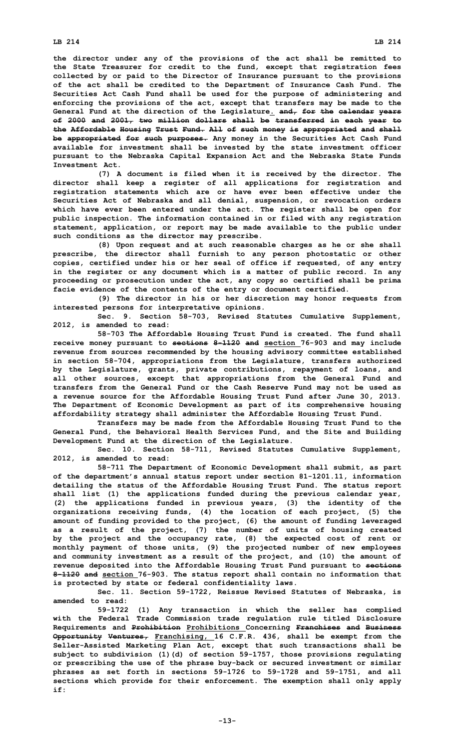the director under any of the provisions of the act shall be remitted to the State Treasurer for credit to the fund, except that registration fees collected by or paid to the Director of Insurance pursuant to the provisions of the act shall be credited to the Department of Insurance Cash Fund. The Securities Act Cash Fund shall be used for the purpose of administering and enforcing the provisions of the act, except that transfers may be made to the General Fund at the direction of the Legislature. ~~and, for the calendar years of 2000 and 2001, two million dollars shall be transferred in each year to the Affordable Housing Trust Fund. All of such money is appropriated and shall be appropriated for such purposes.~~ Any money in the Securities Act Cash Fund available for investment shall be invested by the state investment officer pursuant to the Nebraska Capital Expansion Act and the Nebraska State Funds Investment Act.

(7) A document is filed when it is received by the director. The director shall keep a register of all applications for registration and registration statements which are or have ever been effective under the Securities Act of Nebraska and all denial, suspension, or revocation orders which have ever been entered under the act. The register shall be open for public inspection. The information contained in or filed with any registration statement, application, or report may be made available to the public under such conditions as the director may prescribe.

(8) Upon request and at such reasonable charges as he or she shall prescribe, the director shall furnish to any person photostatic or other copies, certified under his or her seal of office if requested, of any entry in the register or any document which is a matter of public record. In any proceeding or prosecution under the act, any copy so certified shall be prima facie evidence of the contents of the entry or document certified.

(9) The director in his or her discretion may honor requests from interested persons for interpretative opinions.

Sec. 9. Section 58-703, Revised Statutes Cumulative Supplement, 2012, is amended to read:

58-703 The Affordable Housing Trust Fund is created. The fund shall receive money pursuant to ~~sections 8-1120 and~~ section 76-903 and may include revenue from sources recommended by the housing advisory committee established in section 58-704, appropriations from the Legislature, transfers authorized by the Legislature, grants, private contributions, repayment of loans, and all other sources, except that appropriations from the General Fund and transfers from the General Fund or the Cash Reserve Fund may not be used as a revenue source for the Affordable Housing Trust Fund after June 30, 2013. The Department of Economic Development as part of its comprehensive housing affordability strategy shall administer the Affordable Housing Trust Fund.

Transfers may be made from the Affordable Housing Trust Fund to the General Fund, the Behavioral Health Services Fund, and the Site and Building Development Fund at the direction of the Legislature.

Sec. 10. Section 58-711, Revised Statutes Cumulative Supplement, 2012, is amended to read:

58-711 The Department of Economic Development shall submit, as part of the department's annual status report under section 81-1201.11, information detailing the status of the Affordable Housing Trust Fund. The status report shall list (1) the applications funded during the previous calendar year, (2) the applications funded in previous years, (3) the identity of the organizations receiving funds, (4) the location of each project, (5) the amount of funding provided to the project, (6) the amount of funding leveraged as a result of the project, (7) the number of units of housing created by the project and the occupancy rate, (8) the expected cost of rent or monthly payment of those units, (9) the projected number of new employees and community investment as a result of the project, and (10) the amount of revenue deposited into the Affordable Housing Trust Fund pursuant to ~~sections 8-1120 and~~ section 76-903. The status report shall contain no information that is protected by state or federal confidentiality laws.

Sec. 11. Section 59-1722, Reissue Revised Statutes of Nebraska, is amended to read:

59-1722 (1) Any transaction in which the seller has complied with the Federal Trade Commission trade regulation rule titled Disclosure Requirements and ~~Prohibition~~ Prohibitions Concerning ~~Franchises and Business Opportunity Ventures,~~ Franchising, 16 C.F.R. 436, shall be exempt from the Seller-Assisted Marketing Plan Act, except that such transactions shall be subject to subdivision (1)(d) of section 59-1757, those provisions regulating or prescribing the use of the phrase buy-back or secured investment or similar phrases as set forth in sections 59-1726 to 59-1728 and 59-1751, and all sections which provide for their enforcement. The exemption shall only apply if: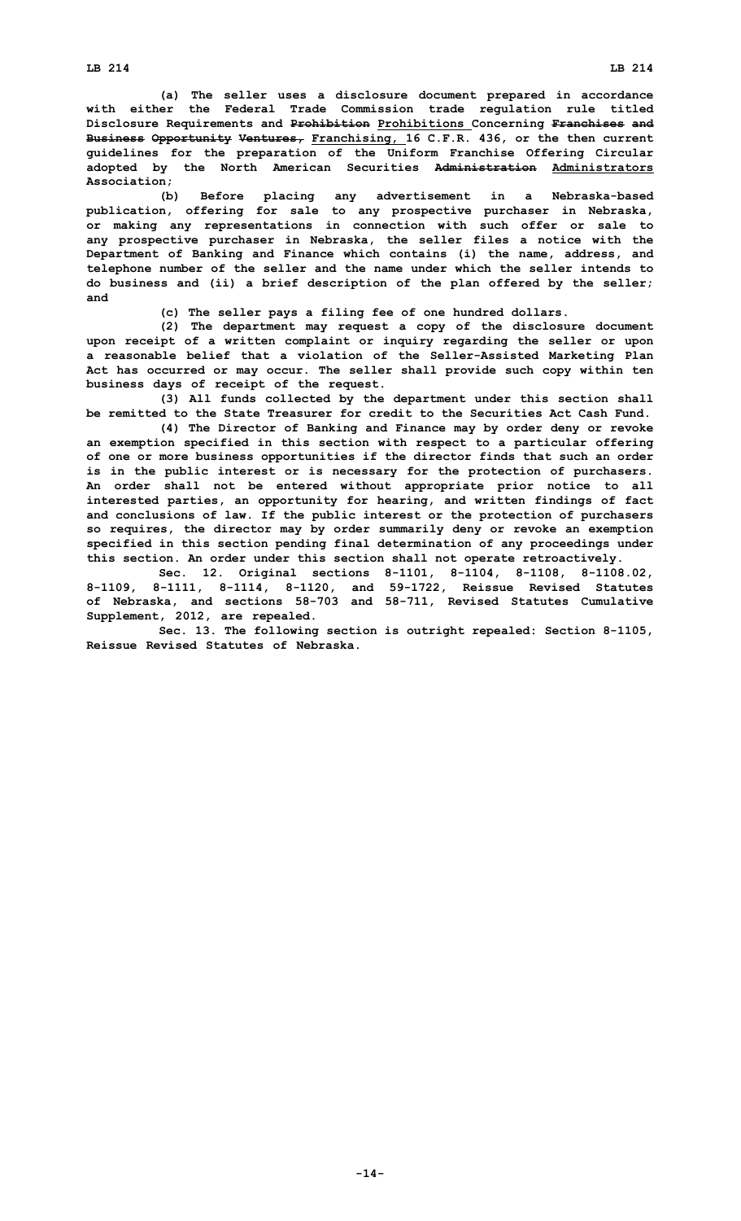(a) The seller uses a disclosure document prepared in accordance with either the Federal Trade Commission trade regulation rule titled Disclosure Requirements and ~~Prohibition~~ Prohibitions Concerning ~~Franchises and Business Opportunity Ventures,~~ Franchising, 16 C.F.R. 436, or the then current guidelines for the preparation of the Uniform Franchise Offering Circular adopted by the North American Securities ~~Administration~~ Administrators Association;

(b) Before placing any advertisement in a Nebraska-based publication, offering for sale to any prospective purchaser in Nebraska, or making any representations in connection with such offer or sale to any prospective purchaser in Nebraska, the seller files a notice with the Department of Banking and Finance which contains (i) the name, address, and telephone number of the seller and the name under which the seller intends to do business and (ii) a brief description of the plan offered by the seller; and

(c) The seller pays a filing fee of one hundred dollars.

(2) The department may request a copy of the disclosure document upon receipt of a written complaint or inquiry regarding the seller or upon a reasonable belief that a violation of the Seller-Assisted Marketing Plan Act has occurred or may occur. The seller shall provide such copy within ten business days of receipt of the request.

(3) All funds collected by the department under this section shall be remitted to the State Treasurer for credit to the Securities Act Cash Fund.

(4) The Director of Banking and Finance may by order deny or revoke an exemption specified in this section with respect to a particular offering of one or more business opportunities if the director finds that such an order is in the public interest or is necessary for the protection of purchasers. An order shall not be entered without appropriate prior notice to all interested parties, an opportunity for hearing, and written findings of fact and conclusions of law. If the public interest or the protection of purchasers so requires, the director may by order summarily deny or revoke an exemption specified in this section pending final determination of any proceedings under this section. An order under this section shall not operate retroactively.

Sec. 12. Original sections 8-1101, 8-1104, 8-1108, 8-1108.02, 8-1109, 8-1111, 8-1114, 8-1120, and 59-1722, Reissue Revised Statutes of Nebraska, and sections 58-703 and 58-711, Revised Statutes Cumulative Supplement, 2012, are repealed.

Sec. 13. The following section is outright repealed: Section 8-1105, Reissue Revised Statutes of Nebraska.